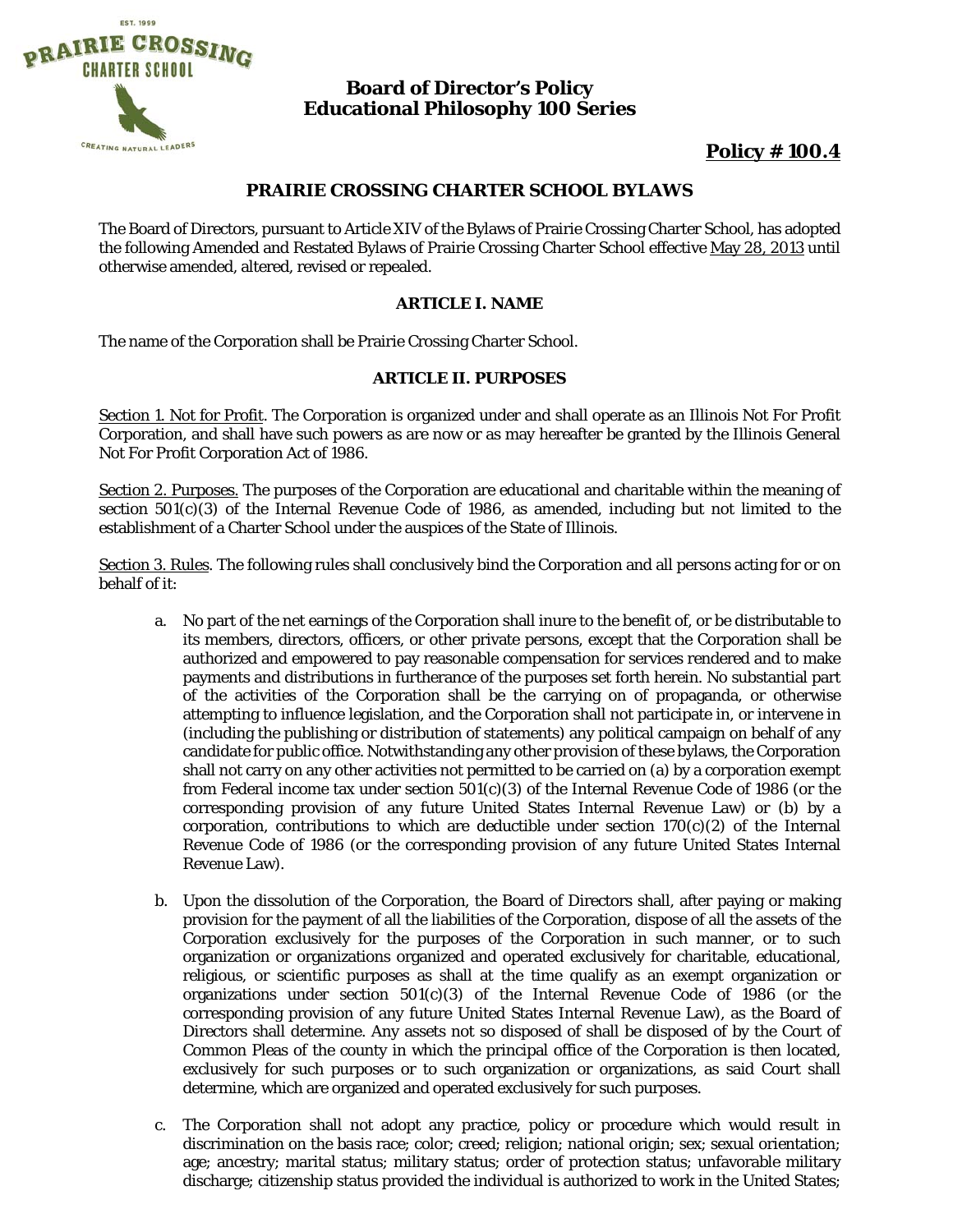# Board of Director's Policy
# Educational Philosophy 100 Series

**Policy # 100.4**

## PRAIRIE CROSSING CHARTER SCHOOL BYLAWS

The Board of Directors, pursuant to Article XIV of the Bylaws of Prairie Crossing Charter School, has adopted the following Amended and Restated Bylaws of Prairie Crossing Charter School effective May 28, 2013 until otherwise amended, altered, revised or repealed.

### ARTICLE I. NAME

The name of the Corporation shall be Prairie Crossing Charter School.

### ARTICLE II. PURPOSES

Section 1. Not for Profit. The Corporation is organized under and shall operate as an Illinois Not For Profit Corporation, and shall have such powers as are now or as may hereafter be granted by the Illinois General Not For Profit Corporation Act of 1986.

Section 2. Purposes. The purposes of the Corporation are educational and charitable within the meaning of section 501(c)(3) of the Internal Revenue Code of 1986, as amended, including but not limited to the establishment of a Charter School under the auspices of the State of Illinois.

Section 3. Rules. The following rules shall conclusively bind the Corporation and all persons acting for or on behalf of it:

a. No part of the net earnings of the Corporation shall inure to the benefit of, or be distributable to its members, directors, officers, or other private persons, except that the Corporation shall be authorized and empowered to pay reasonable compensation for services rendered and to make payments and distributions in furtherance of the purposes set forth herein. No substantial part of the activities of the Corporation shall be the carrying on of propaganda, or otherwise attempting to influence legislation, and the Corporation shall not participate in, or intervene in (including the publishing or distribution of statements) any political campaign on behalf of any candidate for public office. Notwithstanding any other provision of these bylaws, the Corporation shall not carry on any other activities not permitted to be carried on (a) by a corporation exempt from Federal income tax under section 501(c)(3) of the Internal Revenue Code of 1986 (or the corresponding provision of any future United States Internal Revenue Law) or (b) by a corporation, contributions to which are deductible under section 170(c)(2) of the Internal Revenue Code of 1986 (or the corresponding provision of any future United States Internal Revenue Law).

b. Upon the dissolution of the Corporation, the Board of Directors shall, after paying or making provision for the payment of all the liabilities of the Corporation, dispose of all the assets of the Corporation exclusively for the purposes of the Corporation in such manner, or to such organization or organizations organized and operated exclusively for charitable, educational, religious, or scientific purposes as shall at the time qualify as an exempt organization or organizations under section 501(c)(3) of the Internal Revenue Code of 1986 (or the corresponding provision of any future United States Internal Revenue Law), as the Board of Directors shall determine. Any assets not so disposed of shall be disposed of by the Court of Common Pleas of the county in which the principal office of the Corporation is then located, exclusively for such purposes or to such organization or organizations, as said Court shall determine, which are organized and operated exclusively for such purposes.

c. The Corporation shall not adopt any practice, policy or procedure which would result in discrimination on the basis race; color; creed; religion; national origin; sex; sexual orientation; age; ancestry; marital status; military status; order of protection status; unfavorable military discharge; citizenship status provided the individual is authorized to work in the United States;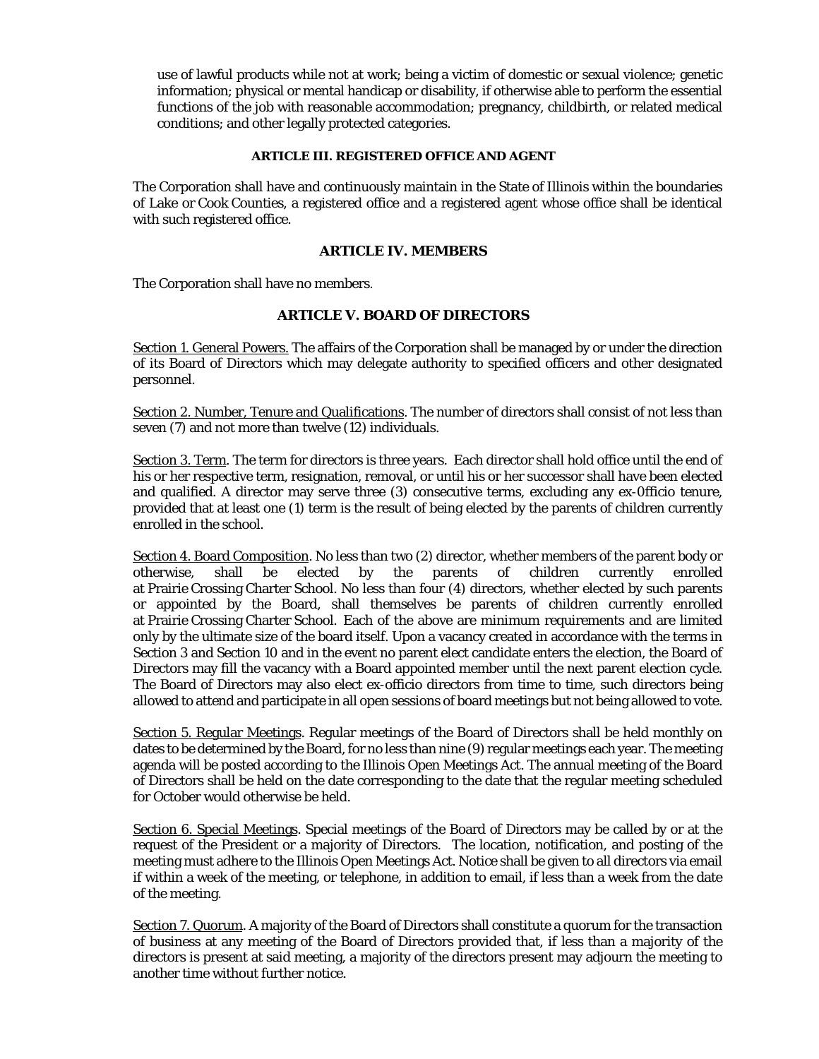use of lawful products while not at work; being a victim of domestic or sexual violence; genetic information; physical or mental handicap or disability, if otherwise able to perform the essential functions of the job with reasonable accommodation; pregnancy, childbirth, or related medical conditions; and other legally protected categories.

## ARTICLE III. REGISTERED OFFICE AND AGENT

The Corporation shall have and continuously maintain in the State of Illinois within the boundaries of Lake or Cook Counties, a registered office and a registered agent whose office shall be identical with such registered office.

## ARTICLE IV. MEMBERS

The Corporation shall have no members.

## ARTICLE V. BOARD OF DIRECTORS

Section 1. General Powers. The affairs of the Corporation shall be managed by or under the direction of its Board of Directors which may delegate authority to specified officers and other designated personnel.

Section 2. Number, Tenure and Qualifications. The number of directors shall consist of not less than seven (7) and not more than twelve (12) individuals.

Section 3. Term. The term for directors is three years. Each director shall hold office until the end of his or her respective term, resignation, removal, or until his or her successor shall have been elected and qualified. A director may serve three (3) consecutive terms, excluding any ex-0fficio tenure, provided that at least one (1) term is the result of being elected by the parents of children currently enrolled in the school.

Section 4. Board Composition. No less than two (2) director, whether members of the parent body or otherwise, shall be elected by the parents of children currently enrolled at Prairie Crossing Charter School. No less than four (4) directors, whether elected by such parents or appointed by the Board, shall themselves be parents of children currently enrolled at Prairie Crossing Charter School. Each of the above are minimum requirements and are limited only by the ultimate size of the board itself. Upon a vacancy created in accordance with the terms in Section 3 and Section 10 and in the event no parent elect candidate enters the election, the Board of Directors may fill the vacancy with a Board appointed member until the next parent election cycle. The Board of Directors may also elect ex-officio directors from time to time, such directors being allowed to attend and participate in all open sessions of board meetings but not being allowed to vote.

Section 5. Regular Meetings. Regular meetings of the Board of Directors shall be held monthly on dates to be determined by the Board, for no less than nine (9) regular meetings each year. The meeting agenda will be posted according to the Illinois Open Meetings Act. The annual meeting of the Board of Directors shall be held on the date corresponding to the date that the regular meeting scheduled for October would otherwise be held.

Section 6. Special Meetings. Special meetings of the Board of Directors may be called by or at the request of the President or a majority of Directors. The location, notification, and posting of the meeting must adhere to the Illinois Open Meetings Act. Notice shall be given to all directors via email if within a week of the meeting, or telephone, in addition to email, if less than a week from the date of the meeting.

Section 7. Quorum. A majority of the Board of Directors shall constitute a quorum for the transaction of business at any meeting of the Board of Directors provided that, if less than a majority of the directors is present at said meeting, a majority of the directors present may adjourn the meeting to another time without further notice.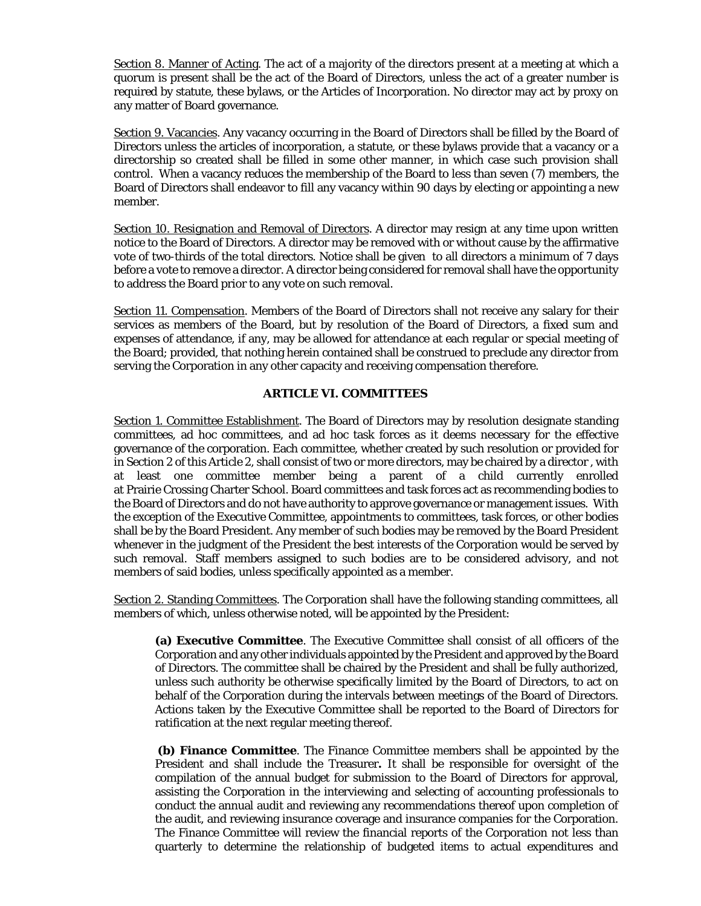Section 8. Manner of Acting. The act of a majority of the directors present at a meeting at which a quorum is present shall be the act of the Board of Directors, unless the act of a greater number is required by statute, these bylaws, or the Articles of Incorporation. No director may act by proxy on any matter of Board governance.

Section 9. Vacancies. Any vacancy occurring in the Board of Directors shall be filled by the Board of Directors unless the articles of incorporation, a statute, or these bylaws provide that a vacancy or a directorship so created shall be filled in some other manner, in which case such provision shall control. When a vacancy reduces the membership of the Board to less than seven (7) members, the Board of Directors shall endeavor to fill any vacancy within 90 days by electing or appointing a new member.

Section 10. Resignation and Removal of Directors. A director may resign at any time upon written notice to the Board of Directors. A director may be removed with or without cause by the affirmative vote of two-thirds of the total directors. Notice shall be given to all directors a minimum of 7 days before a vote to remove a director. A director being considered for removal shall have the opportunity to address the Board prior to any vote on such removal.

Section 11. Compensation. Members of the Board of Directors shall not receive any salary for their services as members of the Board, but by resolution of the Board of Directors, a fixed sum and expenses of attendance, if any, may be allowed for attendance at each regular or special meeting of the Board; provided, that nothing herein contained shall be construed to preclude any director from serving the Corporation in any other capacity and receiving compensation therefore.

## ARTICLE VI. COMMITTEES

Section 1. Committee Establishment. The Board of Directors may by resolution designate standing committees, ad hoc committees, and ad hoc task forces as it deems necessary for the effective governance of the corporation. Each committee, whether created by such resolution or provided for in Section 2 of this Article 2, shall consist of two or more directors, may be chaired by a director , with at least one committee member being a parent of a child currently enrolled at Prairie Crossing Charter School. Board committees and task forces act as recommending bodies to the Board of Directors and do not have authority to approve governance or management issues. With the exception of the Executive Committee, appointments to committees, task forces, or other bodies shall be by the Board President. Any member of such bodies may be removed by the Board President whenever in the judgment of the President the best interests of the Corporation would be served by such removal. Staff members assigned to such bodies are to be considered advisory, and not members of said bodies, unless specifically appointed as a member.

Section 2. Standing Committees. The Corporation shall have the following standing committees, all members of which, unless otherwise noted, will be appointed by the President:

**(a) Executive Committee**. The Executive Committee shall consist of all officers of the Corporation and any other individuals appointed by the President and approved by the Board of Directors. The committee shall be chaired by the President and shall be fully authorized, unless such authority be otherwise specifically limited by the Board of Directors, to act on behalf of the Corporation during the intervals between meetings of the Board of Directors. Actions taken by the Executive Committee shall be reported to the Board of Directors for ratification at the next regular meeting thereof.

**(b) Finance Committee**. The Finance Committee members shall be appointed by the President and shall include the Treasurer**.** It shall be responsible for oversight of the compilation of the annual budget for submission to the Board of Directors for approval, assisting the Corporation in the interviewing and selecting of accounting professionals to conduct the annual audit and reviewing any recommendations thereof upon completion of the audit, and reviewing insurance coverage and insurance companies for the Corporation. The Finance Committee will review the financial reports of the Corporation not less than quarterly to determine the relationship of budgeted items to actual expenditures and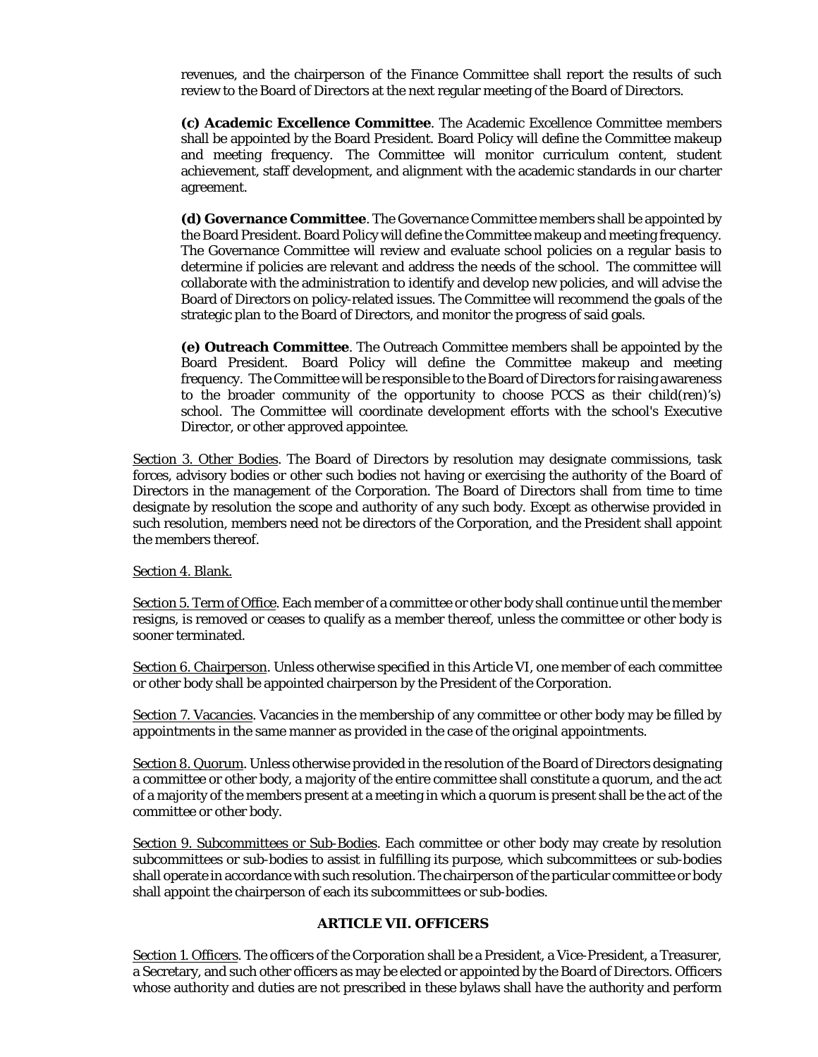revenues, and the chairperson of the Finance Committee shall report the results of such review to the Board of Directors at the next regular meeting of the Board of Directors.

**(c) Academic Excellence Committee**. The Academic Excellence Committee members shall be appointed by the Board President. Board Policy will define the Committee makeup and meeting frequency. The Committee will monitor curriculum content, student achievement, staff development, and alignment with the academic standards in our charter agreement.

**(d) Governance Committee**. The Governance Committee members shall be appointed by the Board President. Board Policy will define the Committee makeup and meeting frequency. The Governance Committee will review and evaluate school policies on a regular basis to determine if policies are relevant and address the needs of the school. The committee will collaborate with the administration to identify and develop new policies, and will advise the Board of Directors on policy-related issues. The Committee will recommend the goals of the strategic plan to the Board of Directors, and monitor the progress of said goals.

**(e) Outreach Committee**. The Outreach Committee members shall be appointed by the Board President. Board Policy will define the Committee makeup and meeting frequency. The Committee will be responsible to the Board of Directors for raising awareness to the broader community of the opportunity to choose PCCS as their child(ren)'s) school. The Committee will coordinate development efforts with the school's Executive Director, or other approved appointee.

Section 3. Other Bodies. The Board of Directors by resolution may designate commissions, task forces, advisory bodies or other such bodies not having or exercising the authority of the Board of Directors in the management of the Corporation. The Board of Directors shall from time to time designate by resolution the scope and authority of any such body. Except as otherwise provided in such resolution, members need not be directors of the Corporation, and the President shall appoint the members thereof.

Section 4. Blank.

Section 5. Term of Office. Each member of a committee or other body shall continue until the member resigns, is removed or ceases to qualify as a member thereof, unless the committee or other body is sooner terminated.

Section 6. Chairperson. Unless otherwise specified in this Article VI, one member of each committee or other body shall be appointed chairperson by the President of the Corporation.

Section 7. Vacancies. Vacancies in the membership of any committee or other body may be filled by appointments in the same manner as provided in the case of the original appointments.

Section 8. Quorum. Unless otherwise provided in the resolution of the Board of Directors designating a committee or other body, a majority of the entire committee shall constitute a quorum, and the act of a majority of the members present at a meeting in which a quorum is present shall be the act of the committee or other body.

Section 9. Subcommittees or Sub-Bodies. Each committee or other body may create by resolution subcommittees or sub-bodies to assist in fulfilling its purpose, which subcommittees or sub-bodies shall operate in accordance with such resolution. The chairperson of the particular committee or body shall appoint the chairperson of each its subcommittees or sub-bodies.

## ARTICLE VII. OFFICERS

Section 1. Officers. The officers of the Corporation shall be a President, a Vice-President, a Treasurer, a Secretary, and such other officers as may be elected or appointed by the Board of Directors. Officers whose authority and duties are not prescribed in these bylaws shall have the authority and perform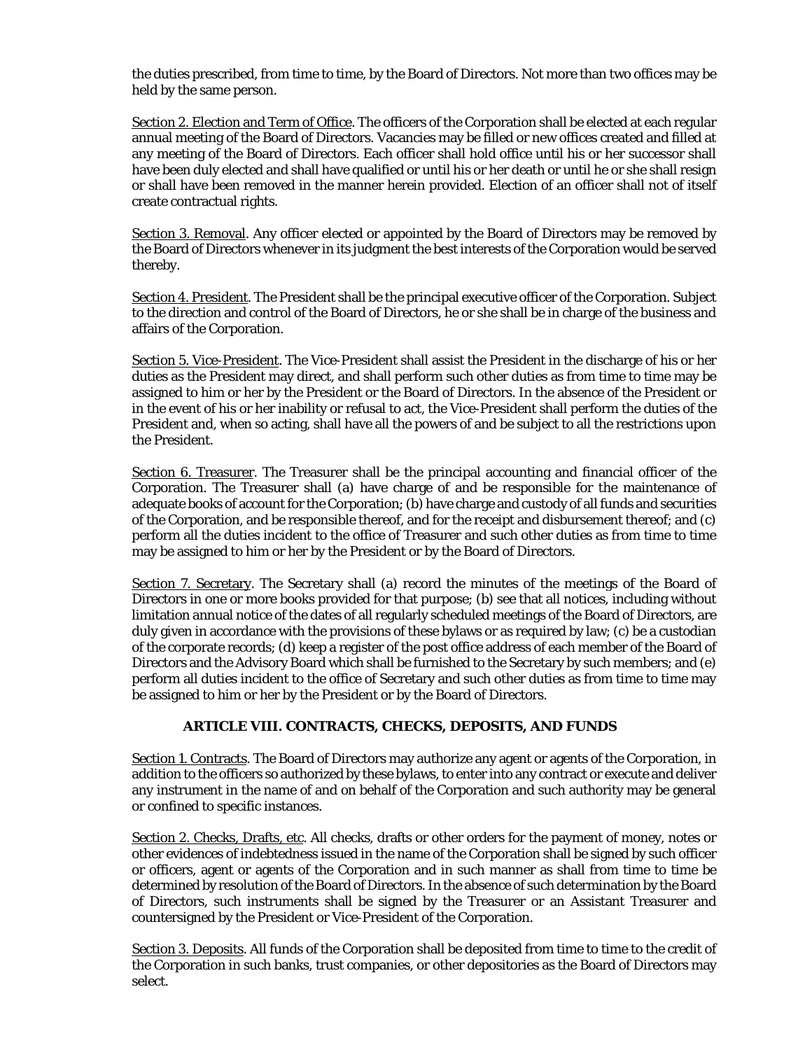the duties prescribed, from time to time, by the Board of Directors. Not more than two offices may be held by the same person.

Section 2. Election and Term of Office. The officers of the Corporation shall be elected at each regular annual meeting of the Board of Directors. Vacancies may be filled or new offices created and filled at any meeting of the Board of Directors. Each officer shall hold office until his or her successor shall have been duly elected and shall have qualified or until his or her death or until he or she shall resign or shall have been removed in the manner herein provided. Election of an officer shall not of itself create contractual rights.

Section 3. Removal. Any officer elected or appointed by the Board of Directors may be removed by the Board of Directors whenever in its judgment the best interests of the Corporation would be served thereby.

Section 4. President. The President shall be the principal executive officer of the Corporation. Subject to the direction and control of the Board of Directors, he or she shall be in charge of the business and affairs of the Corporation.

Section 5. Vice-President. The Vice-President shall assist the President in the discharge of his or her duties as the President may direct, and shall perform such other duties as from time to time may be assigned to him or her by the President or the Board of Directors. In the absence of the President or in the event of his or her inability or refusal to act, the Vice-President shall perform the duties of the President and, when so acting, shall have all the powers of and be subject to all the restrictions upon the President.

Section 6. Treasurer. The Treasurer shall be the principal accounting and financial officer of the Corporation. The Treasurer shall (a) have charge of and be responsible for the maintenance of adequate books of account for the Corporation; (b) have charge and custody of all funds and securities of the Corporation, and be responsible thereof, and for the receipt and disbursement thereof; and (c) perform all the duties incident to the office of Treasurer and such other duties as from time to time may be assigned to him or her by the President or by the Board of Directors.

Section 7. Secretary. The Secretary shall (a) record the minutes of the meetings of the Board of Directors in one or more books provided for that purpose; (b) see that all notices, including without limitation annual notice of the dates of all regularly scheduled meetings of the Board of Directors, are duly given in accordance with the provisions of these bylaws or as required by law; (c) be a custodian of the corporate records; (d) keep a register of the post office address of each member of the Board of Directors and the Advisory Board which shall be furnished to the Secretary by such members; and (e) perform all duties incident to the office of Secretary and such other duties as from time to time may be assigned to him or her by the President or by the Board of Directors.

## ARTICLE VIII. CONTRACTS, CHECKS, DEPOSITS, AND FUNDS

Section 1. Contracts. The Board of Directors may authorize any agent or agents of the Corporation, in addition to the officers so authorized by these bylaws, to enter into any contract or execute and deliver any instrument in the name of and on behalf of the Corporation and such authority may be general or confined to specific instances.

Section 2. Checks, Drafts, etc. All checks, drafts or other orders for the payment of money, notes or other evidences of indebtedness issued in the name of the Corporation shall be signed by such officer or officers, agent or agents of the Corporation and in such manner as shall from time to time be determined by resolution of the Board of Directors. In the absence of such determination by the Board of Directors, such instruments shall be signed by the Treasurer or an Assistant Treasurer and countersigned by the President or Vice-President of the Corporation.

Section 3. Deposits. All funds of the Corporation shall be deposited from time to time to the credit of the Corporation in such banks, trust companies, or other depositories as the Board of Directors may select.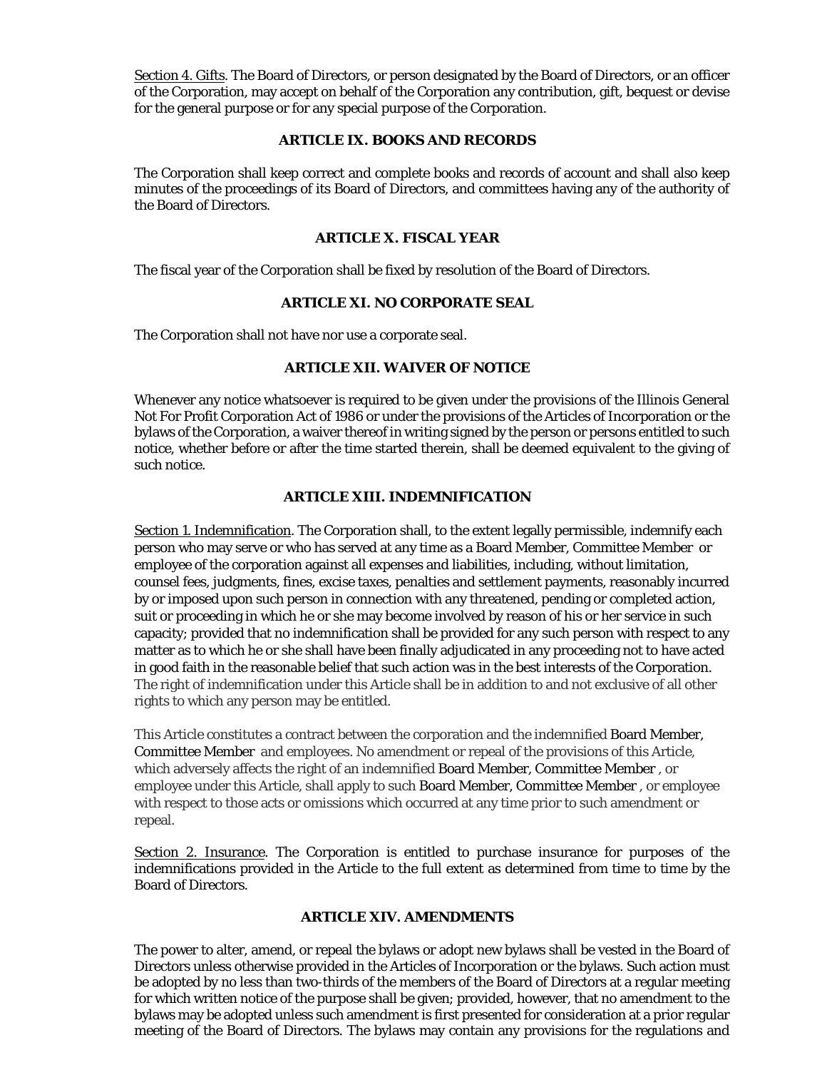Section 4. Gifts. The Board of Directors, or person designated by the Board of Directors, or an officer of the Corporation, may accept on behalf of the Corporation any contribution, gift, bequest or devise for the general purpose or for any special purpose of the Corporation.

## ARTICLE IX. BOOKS AND RECORDS

The Corporation shall keep correct and complete books and records of account and shall also keep minutes of the proceedings of its Board of Directors, and committees having any of the authority of the Board of Directors.

## ARTICLE X. FISCAL YEAR

The fiscal year of the Corporation shall be fixed by resolution of the Board of Directors.

## ARTICLE XI. NO CORPORATE SEAL

The Corporation shall not have nor use a corporate seal.

## ARTICLE XII. WAIVER OF NOTICE

Whenever any notice whatsoever is required to be given under the provisions of the Illinois General Not For Profit Corporation Act of 1986 or under the provisions of the Articles of Incorporation or the bylaws of the Corporation, a waiver thereof in writing signed by the person or persons entitled to such notice, whether before or after the time started therein, shall be deemed equivalent to the giving of such notice.

## ARTICLE XIII. INDEMNIFICATION

Section 1. Indemnification. The Corporation shall, to the extent legally permissible, indemnify each person who may serve or who has served at any time as a Board Member, Committee Member or employee of the corporation against all expenses and liabilities, including, without limitation, counsel fees, judgments, fines, excise taxes, penalties and settlement payments, reasonably incurred by or imposed upon such person in connection with any threatened, pending or completed action, suit or proceeding in which he or she may become involved by reason of his or her service in such capacity; provided that no indemnification shall be provided for any such person with respect to any matter as to which he or she shall have been finally adjudicated in any proceeding not to have acted in good faith in the reasonable belief that such action was in the best interests of the Corporation. The right of indemnification under this Article shall be in addition to and not exclusive of all other rights to which any person may be entitled.

This Article constitutes a contract between the corporation and the indemnified Board Member, Committee Member and employees. No amendment or repeal of the provisions of this Article, which adversely affects the right of an indemnified Board Member, Committee Member , or employee under this Article, shall apply to such Board Member, Committee Member , or employee with respect to those acts or omissions which occurred at any time prior to such amendment or repeal.

Section 2. Insurance. The Corporation is entitled to purchase insurance for purposes of the indemnifications provided in the Article to the full extent as determined from time to time by the Board of Directors.

## ARTICLE XIV. AMENDMENTS

The power to alter, amend, or repeal the bylaws or adopt new bylaws shall be vested in the Board of Directors unless otherwise provided in the Articles of Incorporation or the bylaws. Such action must be adopted by no less than two-thirds of the members of the Board of Directors at a regular meeting for which written notice of the purpose shall be given; provided, however, that no amendment to the bylaws may be adopted unless such amendment is first presented for consideration at a prior regular meeting of the Board of Directors. The bylaws may contain any provisions for the regulations and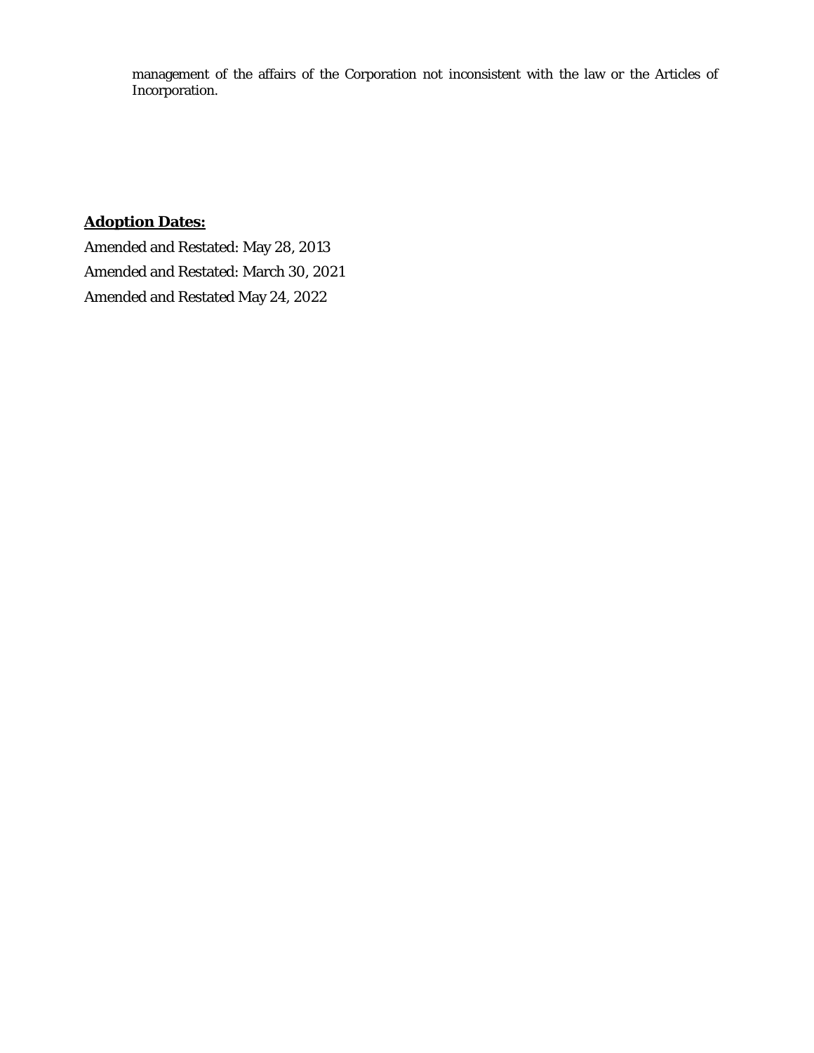management of the affairs of the Corporation not inconsistent with the law or the Articles of Incorporation.

**Adoption Dates:**

Amended and Restated: May 28, 2013

Amended and Restated: March 30, 2021

Amended and Restated May 24, 2022